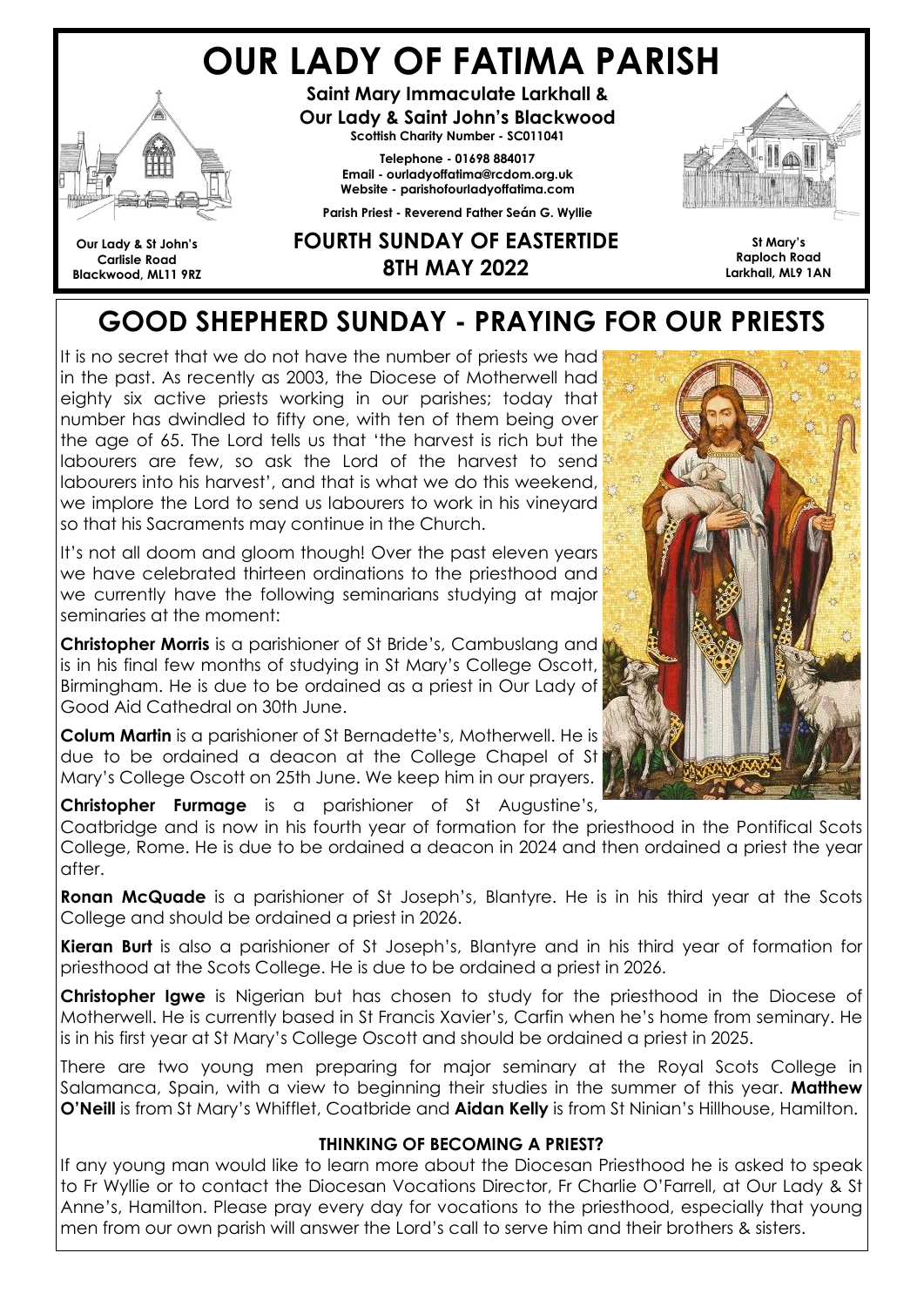# OUR LADY OF FATIMA PARISH

**Saint Mary Immaculate Larkhall &**
**Our Lady & Saint John's Blackwood**
**Scottish Charity Number - SC011041**

**Telephone - 01698 884017**
**Email - ourladyoffatima@rcdom.org.uk**
**Website - parishofourladyoffatima.com**

**Parish Priest - Reverend Father Seán G. Wyllie**

**Our Lady & St John's**
**Carlisle Road**
**Blackwood, ML11 9RZ**

## FOURTH SUNDAY OF EASTERTIDE
## 8TH MAY 2022

**St Mary's**
**Raploch Road**
**Larkhall, ML9 1AN**

# GOOD SHEPHERD SUNDAY - PRAYING FOR OUR PRIESTS

It is no secret that we do not have the number of priests we had in the past. As recently as 2003, the Diocese of Motherwell had eighty six active priests working in our parishes; today that number has dwindled to fifty one, with ten of them being over the age of 65. The Lord tells us that 'the harvest is rich but the labourers are few, so ask the Lord of the harvest to send labourers into his harvest', and that is what we do this weekend, we implore the Lord to send us labourers to work in his vineyard so that his Sacraments may continue in the Church.

It's not all doom and gloom though! Over the past eleven years we have celebrated thirteen ordinations to the priesthood and we currently have the following seminarians studying at major seminaries at the moment:

**Christopher Morris** is a parishioner of St Bride's, Cambuslang and is in his final few months of studying in St Mary's College Oscott, Birmingham. He is due to be ordained as a priest in Our Lady of Good Aid Cathedral on 30th June.

**Colum Martin** is a parishioner of St Bernadette's, Motherwell. He is due to be ordained a deacon at the College Chapel of St Mary's College Oscott on 25th June. We keep him in our prayers.

**Christopher Furmage** is a parishioner of St Augustine's, Coatbridge and is now in his fourth year of formation for the priesthood in the Pontifical Scots College, Rome. He is due to be ordained a deacon in 2024 and then ordained a priest the year after.

**Ronan McQuade** is a parishioner of St Joseph's, Blantyre. He is in his third year at the Scots College and should be ordained a priest in 2026.

**Kieran Burt** is also a parishioner of St Joseph's, Blantyre and in his third year of formation for priesthood at the Scots College. He is due to be ordained a priest in 2026.

**Christopher Igwe** is Nigerian but has chosen to study for the priesthood in the Diocese of Motherwell. He is currently based in St Francis Xavier's, Carfin when he's home from seminary. He is in his first year at St Mary's College Oscott and should be ordained a priest in 2025.

There are two young men preparing for major seminary at the Royal Scots College in Salamanca, Spain, with a view to beginning their studies in the summer of this year. **Matthew O'Neill** is from St Mary's Whifflet, Coatbride and **Aidan Kelly** is from St Ninian's Hillhouse, Hamilton.

### THINKING OF BECOMING A PRIEST?

If any young man would like to learn more about the Diocesan Priesthood he is asked to speak to Fr Wyllie or to contact the Diocesan Vocations Director, Fr Charlie O'Farrell, at Our Lady & St Anne's, Hamilton. Please pray every day for vocations to the priesthood, especially that young men from our own parish will answer the Lord's call to serve him and their brothers & sisters.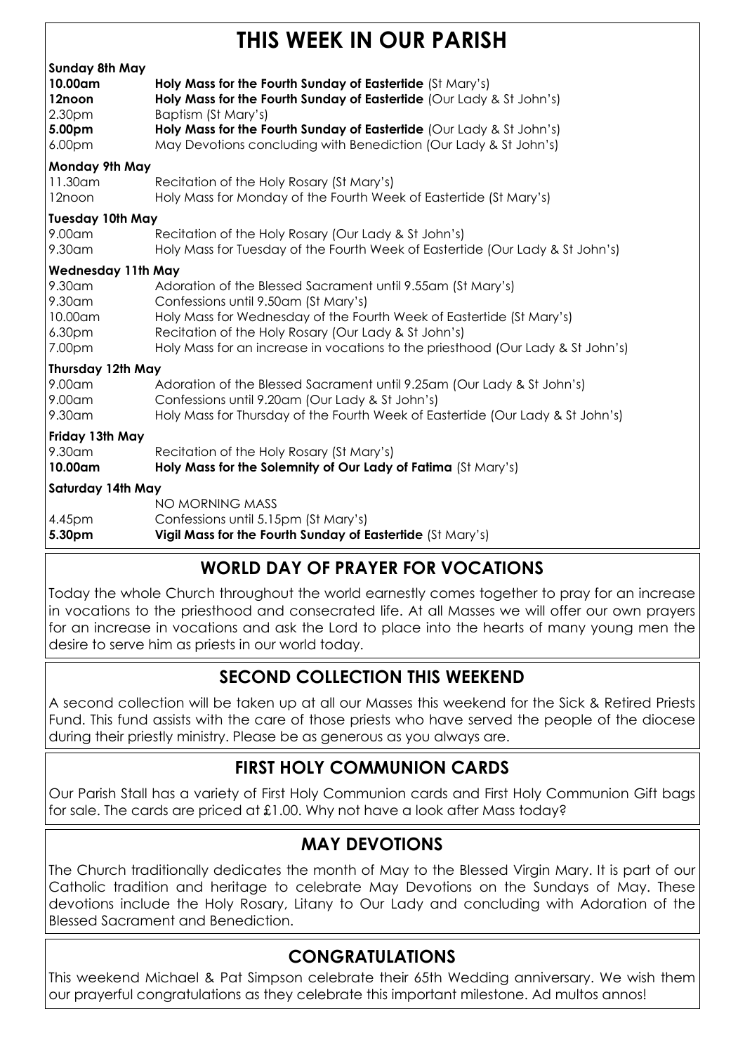# THIS WEEK IN OUR PARISH

**Sunday 8th May**

| | |
|---|---|
| **10.00am** | **Holy Mass for the Fourth Sunday of Eastertide** (St Mary's) |
| **12noon** | **Holy Mass for the Fourth Sunday of Eastertide** (Our Lady & St John's) |
| 2.30pm | Baptism (St Mary's) |
| **5.00pm** | **Holy Mass for the Fourth Sunday of Eastertide** (Our Lady & St John's) |
| 6.00pm | May Devotions concluding with Benediction (Our Lady & St John's) |

**Monday 9th May**

| | |
|---|---|
| 11.30am | Recitation of the Holy Rosary (St Mary's) |
| 12noon | Holy Mass for Monday of the Fourth Week of Eastertide (St Mary's) |

**Tuesday 10th May**

| | |
|---|---|
| 9.00am | Recitation of the Holy Rosary (Our Lady & St John's) |
| 9.30am | Holy Mass for Tuesday of the Fourth Week of Eastertide (Our Lady & St John's) |

**Wednesday 11th May**

| | |
|---|---|
| 9.30am | Adoration of the Blessed Sacrament until 9.55am (St Mary's) |
| 9.30am | Confessions until 9.50am (St Mary's) |
| 10.00am | Holy Mass for Wednesday of the Fourth Week of Eastertide (St Mary's) |
| 6.30pm | Recitation of the Holy Rosary (Our Lady & St John's) |
| 7.00pm | Holy Mass for an increase in vocations to the priesthood (Our Lady & St John's) |

**Thursday 12th May**

| | |
|---|---|
| 9.00am | Adoration of the Blessed Sacrament until 9.25am (Our Lady & St John's) |
| 9.00am | Confessions until 9.20am (Our Lady & St John's) |
| 9.30am | Holy Mass for Thursday of the Fourth Week of Eastertide (Our Lady & St John's) |

**Friday 13th May**

| | |
|---|---|
| 9.30am | Recitation of the Holy Rosary (St Mary's) |
| **10.00am** | **Holy Mass for the Solemnity of Our Lady of Fatima** (St Mary's) |

**Saturday 14th May**

| | |
|---|---|
| | NO MORNING MASS |
| 4.45pm | Confessions until 5.15pm (St Mary's) |
| **5.30pm** | **Vigil Mass for the Fourth Sunday of Eastertide** (St Mary's) |

## WORLD DAY OF PRAYER FOR VOCATIONS

Today the whole Church throughout the world earnestly comes together to pray for an increase in vocations to the priesthood and consecrated life. At all Masses we will offer our own prayers for an increase in vocations and ask the Lord to place into the hearts of many young men the desire to serve him as priests in our world today.

## SECOND COLLECTION THIS WEEKEND

A second collection will be taken up at all our Masses this weekend for the Sick & Retired Priests Fund. This fund assists with the care of those priests who have served the people of the diocese during their priestly ministry. Please be as generous as you always are.

## FIRST HOLY COMMUNION CARDS

Our Parish Stall has a variety of First Holy Communion cards and First Holy Communion Gift bags for sale. The cards are priced at £1.00. Why not have a look after Mass today?

## MAY DEVOTIONS

The Church traditionally dedicates the month of May to the Blessed Virgin Mary. It is part of our Catholic tradition and heritage to celebrate May Devotions on the Sundays of May. These devotions include the Holy Rosary, Litany to Our Lady and concluding with Adoration of the Blessed Sacrament and Benediction.

## CONGRATULATIONS

This weekend Michael & Pat Simpson celebrate their 65th Wedding anniversary. We wish them our prayerful congratulations as they celebrate this important milestone. Ad multos annos!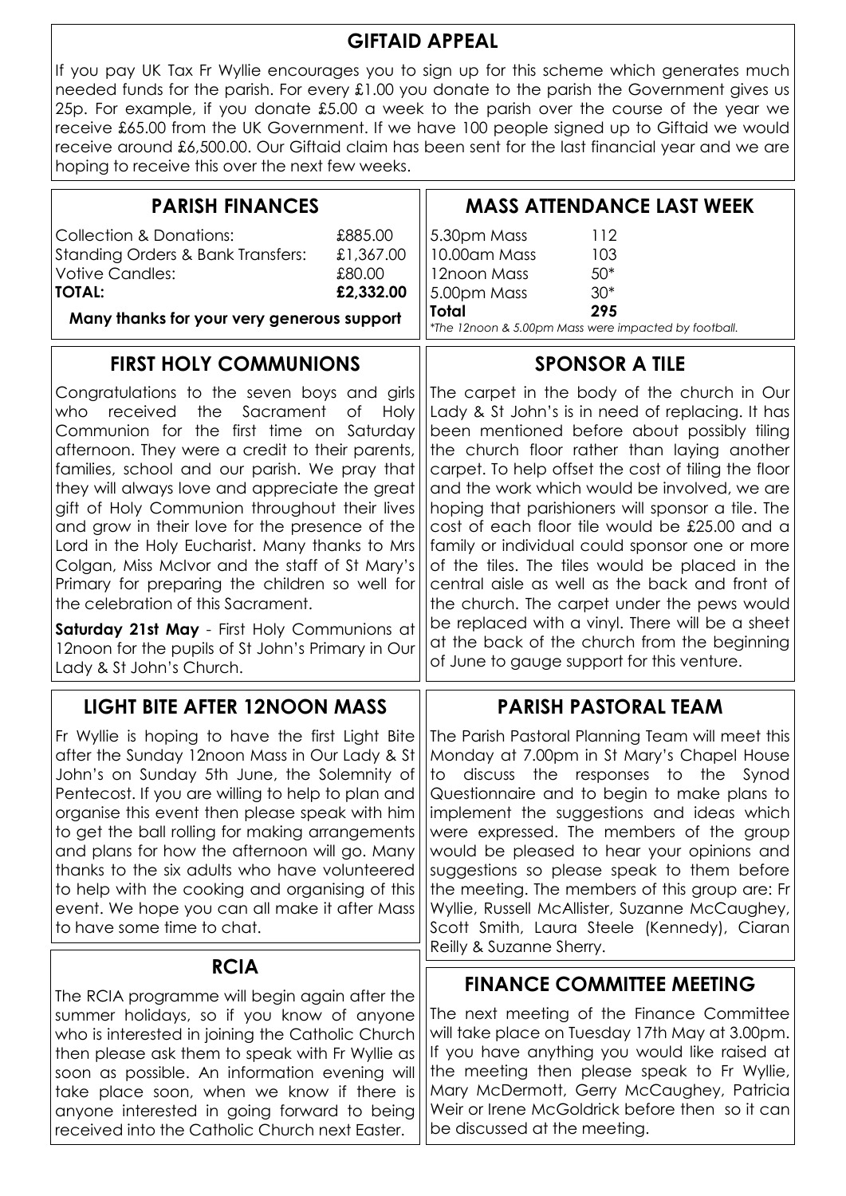## GIFTAID APPEAL

If you pay UK Tax Fr Wyllie encourages you to sign up for this scheme which generates much needed funds for the parish. For every £1.00 you donate to the parish the Government gives us 25p. For example, if you donate £5.00 a week to the parish over the course of the year we receive £65.00 from the UK Government. If we have 100 people signed up to Giftaid we would receive around £6,500.00. Our Giftaid claim has been sent for the last financial year and we are hoping to receive this over the next few weeks.

## PARISH FINANCES

| | |
|---|---|
| Collection & Donations: | £885.00 |
| Standing Orders & Bank Transfers: | £1,367.00 |
| Votive Candles: | £80.00 |
| **TOTAL:** | **£2,332.00** |

**Many thanks for your very generous support**

## MASS ATTENDANCE LAST WEEK

| | |
|---|---|
| 5.30pm Mass | 112 |
| 10.00am Mass | 103 |
| 12noon Mass | 50* |
| 5.00pm Mass | 30* |
| **Total** | **295** |

*\*The 12noon & 5.00pm Mass were impacted by football.*

## FIRST HOLY COMMUNIONS

Congratulations to the seven boys and girls who received the Sacrament of Holy Communion for the first time on Saturday afternoon. They were a credit to their parents, families, school and our parish. We pray that they will always love and appreciate the great gift of Holy Communion throughout their lives and grow in their love for the presence of the Lord in the Holy Eucharist. Many thanks to Mrs Colgan, Miss McIvor and the staff of St Mary's Primary for preparing the children so well for the celebration of this Sacrament.

**Saturday 21st May** - First Holy Communions at 12noon for the pupils of St John's Primary in Our Lady & St John's Church.

## SPONSOR A TILE

The carpet in the body of the church in Our Lady & St John's is in need of replacing. It has been mentioned before about possibly tiling the church floor rather than laying another carpet. To help offset the cost of tiling the floor and the work which would be involved, we are hoping that parishioners will sponsor a tile. The cost of each floor tile would be £25.00 and a family or individual could sponsor one or more of the tiles. The tiles would be placed in the central aisle as well as the back and front of the church. The carpet under the pews would be replaced with a vinyl. There will be a sheet at the back of the church from the beginning of June to gauge support for this venture.

## LIGHT BITE AFTER 12NOON MASS

Fr Wyllie is hoping to have the first Light Bite after the Sunday 12noon Mass in Our Lady & St John's on Sunday 5th June, the Solemnity of Pentecost. If you are willing to help to plan and organise this event then please speak with him to get the ball rolling for making arrangements and plans for how the afternoon will go. Many thanks to the six adults who have volunteered to help with the cooking and organising of this event. We hope you can all make it after Mass to have some time to chat.

## RCIA

The RCIA programme will begin again after the summer holidays, so if you know of anyone who is interested in joining the Catholic Church then please ask them to speak with Fr Wyllie as soon as possible. An information evening will take place soon, when we know if there is anyone interested in going forward to being received into the Catholic Church next Easter.

## PARISH PASTORAL TEAM

The Parish Pastoral Planning Team will meet this Monday at 7.00pm in St Mary's Chapel House to discuss the responses to the Synod Questionnaire and to begin to make plans to implement the suggestions and ideas which were expressed. The members of the group would be pleased to hear your opinions and suggestions so please speak to them before the meeting. The members of this group are: Fr Wyllie, Russell McAllister, Suzanne McCaughey, Scott Smith, Laura Steele (Kennedy), Ciaran Reilly & Suzanne Sherry.

## FINANCE COMMITTEE MEETING

The next meeting of the Finance Committee will take place on Tuesday 17th May at 3.00pm. If you have anything you would like raised at the meeting then please speak to Fr Wyllie, Mary McDermott, Gerry McCaughey, Patricia Weir or Irene McGoldrick before then so it can be discussed at the meeting.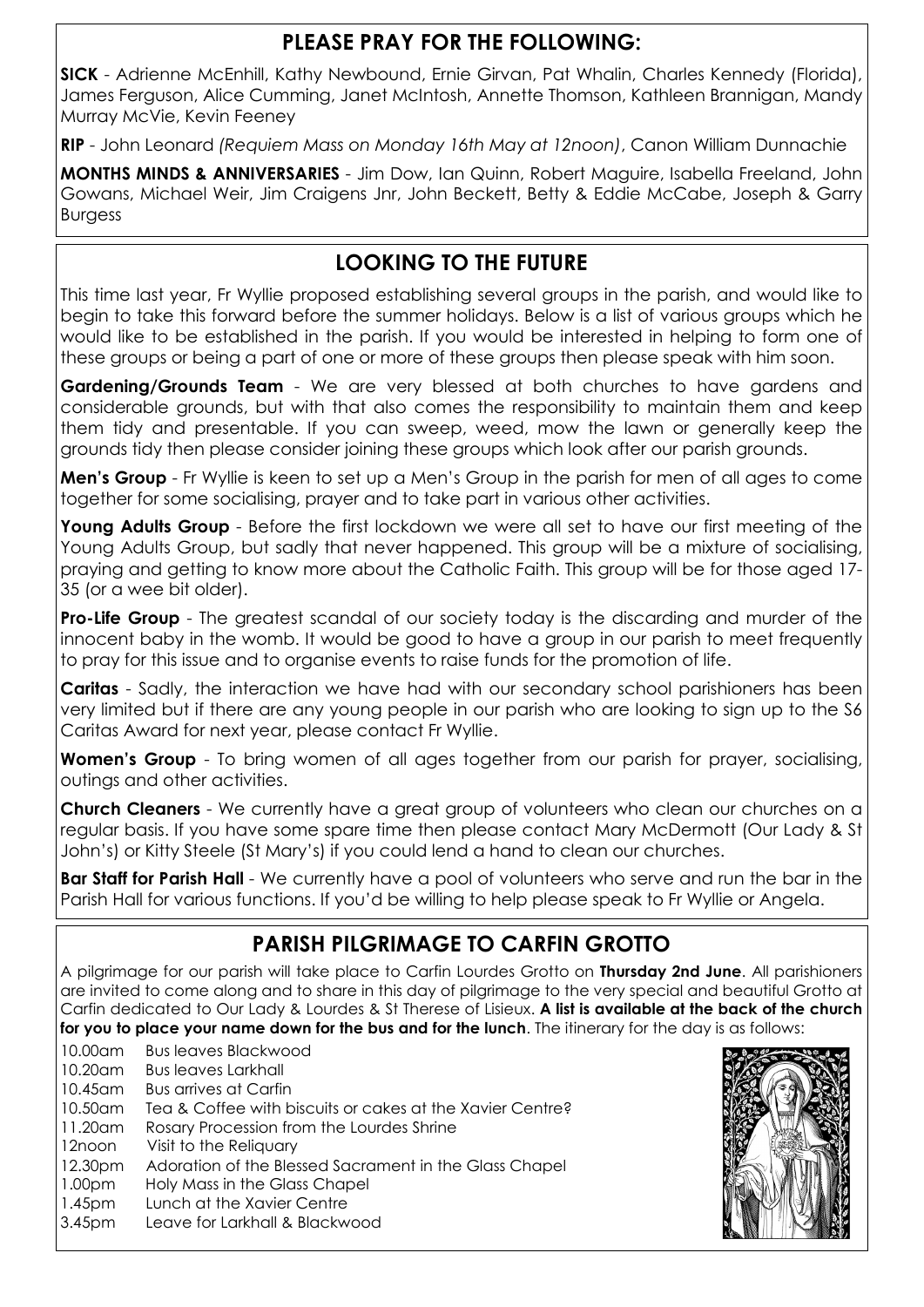## PLEASE PRAY FOR THE FOLLOWING:

**SICK** - Adrienne McEnhill, Kathy Newbound, Ernie Girvan, Pat Whalin, Charles Kennedy (Florida), James Ferguson, Alice Cumming, Janet McIntosh, Annette Thomson, Kathleen Brannigan, Mandy Murray McVie, Kevin Feeney

**RIP** - John Leonard *(Requiem Mass on Monday 16th May at 12noon)*, Canon William Dunnachie

**MONTHS MINDS & ANNIVERSARIES** - Jim Dow, Ian Quinn, Robert Maguire, Isabella Freeland, John Gowans, Michael Weir, Jim Craigens Jnr, John Beckett, Betty & Eddie McCabe, Joseph & Garry Burgess

## LOOKING TO THE FUTURE

This time last year, Fr Wyllie proposed establishing several groups in the parish, and would like to begin to take this forward before the summer holidays. Below is a list of various groups which he would like to be established in the parish. If you would be interested in helping to form one of these groups or being a part of one or more of these groups then please speak with him soon.

**Gardening/Grounds Team** - We are very blessed at both churches to have gardens and considerable grounds, but with that also comes the responsibility to maintain them and keep them tidy and presentable. If you can sweep, weed, mow the lawn or generally keep the grounds tidy then please consider joining these groups which look after our parish grounds.

**Men's Group** - Fr Wyllie is keen to set up a Men's Group in the parish for men of all ages to come together for some socialising, prayer and to take part in various other activities.

**Young Adults Group** - Before the first lockdown we were all set to have our first meeting of the Young Adults Group, but sadly that never happened. This group will be a mixture of socialising, praying and getting to know more about the Catholic Faith. This group will be for those aged 17-35 (or a wee bit older).

**Pro-Life Group** - The greatest scandal of our society today is the discarding and murder of the innocent baby in the womb. It would be good to have a group in our parish to meet frequently to pray for this issue and to organise events to raise funds for the promotion of life.

**Caritas** - Sadly, the interaction we have had with our secondary school parishioners has been very limited but if there are any young people in our parish who are looking to sign up to the S6 Caritas Award for next year, please contact Fr Wyllie.

**Women's Group** - To bring women of all ages together from our parish for prayer, socialising, outings and other activities.

**Church Cleaners** - We currently have a great group of volunteers who clean our churches on a regular basis. If you have some spare time then please contact Mary McDermott (Our Lady & St John's) or Kitty Steele (St Mary's) if you could lend a hand to clean our churches.

**Bar Staff for Parish Hall** - We currently have a pool of volunteers who serve and run the bar in the Parish Hall for various functions. If you'd be willing to help please speak to Fr Wyllie or Angela.

## PARISH PILGRIMAGE TO CARFIN GROTTO

A pilgrimage for our parish will take place to Carfin Lourdes Grotto on **Thursday 2nd June**. All parishioners are invited to come along and to share in this day of pilgrimage to the very special and beautiful Grotto at Carfin dedicated to Our Lady & Lourdes & St Therese of Lisieux. **A list is available at the back of the church for you to place your name down for the bus and for the lunch**. The itinerary for the day is as follows:

| | |
|---|---|
| 10.00am | Bus leaves Blackwood |
| 10.20am | Bus leaves Larkhall |
| 10.45am | Bus arrives at Carfin |
| 10.50am | Tea & Coffee with biscuits or cakes at the Xavier Centre? |
| 11.20am | Rosary Procession from the Lourdes Shrine |
| 12noon | Visit to the Reliquary |
| 12.30pm | Adoration of the Blessed Sacrament in the Glass Chapel |
| 1.00pm | Holy Mass in the Glass Chapel |
| 1.45pm | Lunch at the Xavier Centre |
| 3.45pm | Leave for Larkhall & Blackwood |